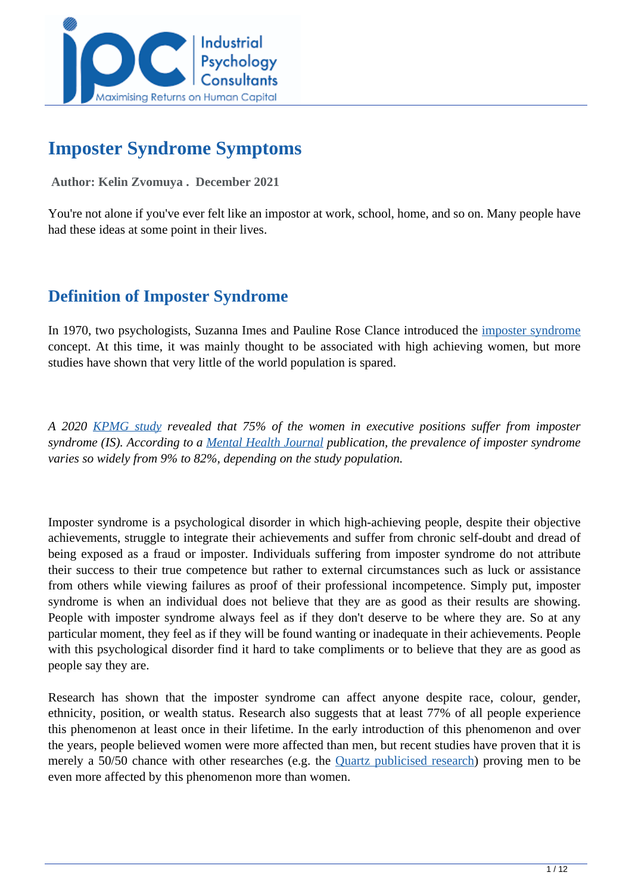# Imposter Syndrome Symptoms

**Author: Kelin Zvomuya . December 2021**

You're not alone if you've ever felt like an impostor at work, school, home, and so on. Many people have had these ideas at some point in their lives.

## Definition of Imposter Syndrome

In 1970, two psychologists, Suzanna Imes and Pauline Rose Clance introduced the imposter syndrome concept. At this time, it was mainly thought to be associated with high achieving women, but more studies have shown that very little of the world population is spared.

*A 2020 KPMG study revealed that 75% of the women in executive positions suffer from imposter syndrome (IS). According to a Mental Health Journal publication, the prevalence of imposter syndrome varies so widely from 9% to 82%, depending on the study population.*

Imposter syndrome is a psychological disorder in which high-achieving people, despite their objective achievements, struggle to integrate their achievements and suffer from chronic self-doubt and dread of being exposed as a fraud or imposter. Individuals suffering from imposter syndrome do not attribute their success to their true competence but rather to external circumstances such as luck or assistance from others while viewing failures as proof of their professional incompetence. Simply put, imposter syndrome is when an individual does not believe that they are as good as their results are showing. People with imposter syndrome always feel as if they don't deserve to be where they are. So at any particular moment, they feel as if they will be found wanting or inadequate in their achievements. People with this psychological disorder find it hard to take compliments or to believe that they are as good as people say they are.

Research has shown that the imposter syndrome can affect anyone despite race, colour, gender, ethnicity, position, or wealth status. Research also suggests that at least 77% of all people experience this phenomenon at least once in their lifetime. In the early introduction of this phenomenon and over the years, people believed women were more affected than men, but recent studies have proven that it is merely a 50/50 chance with other researches (e.g. the Quartz publicised research) proving men to be even more affected by this phenomenon more than women.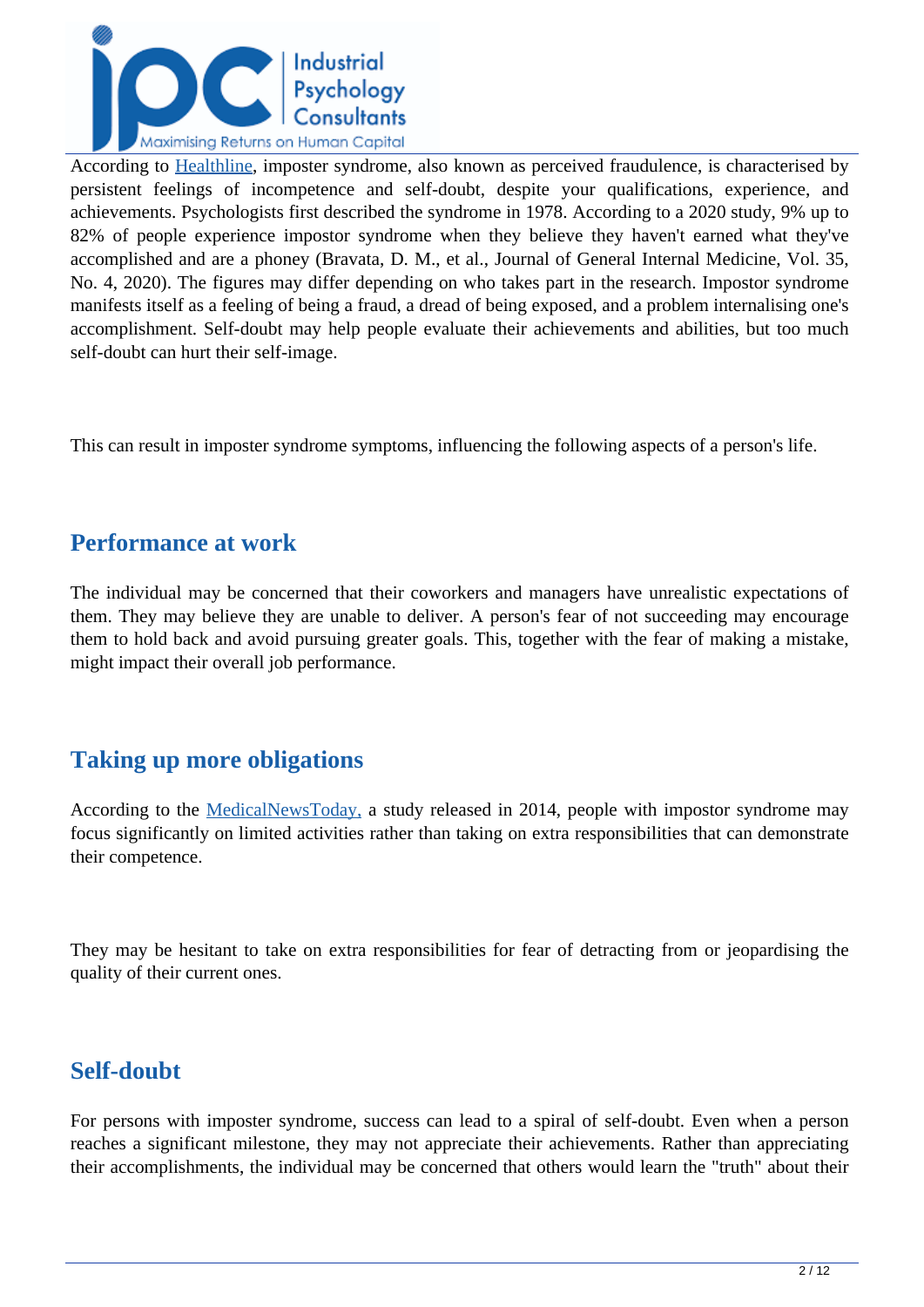According to Healthline, imposter syndrome, also known as perceived fraudulence, is characterised by persistent feelings of incompetence and self-doubt, despite your qualifications, experience, and achievements. Psychologists first described the syndrome in 1978. According to a 2020 study, 9% up to 82% of people experience impostor syndrome when they believe they haven't earned what they've accomplished and are a phoney (Bravata, D. M., et al., Journal of General Internal Medicine, Vol. 35, No. 4, 2020). The figures may differ depending on who takes part in the research. Impostor syndrome manifests itself as a feeling of being a fraud, a dread of being exposed, and a problem internalising one's accomplishment. Self-doubt may help people evaluate their achievements and abilities, but too much self-doubt can hurt their self-image.

This can result in imposter syndrome symptoms, influencing the following aspects of a person's life.

## Performance at work

The individual may be concerned that their coworkers and managers have unrealistic expectations of them. They may believe they are unable to deliver. A person's fear of not succeeding may encourage them to hold back and avoid pursuing greater goals. This, together with the fear of making a mistake, might impact their overall job performance.

## Taking up more obligations

According to the MedicalNewsToday, a study released in 2014, people with impostor syndrome may focus significantly on limited activities rather than taking on extra responsibilities that can demonstrate their competence.

They may be hesitant to take on extra responsibilities for fear of detracting from or jeopardising the quality of their current ones.

## Self-doubt

For persons with imposter syndrome, success can lead to a spiral of self-doubt. Even when a person reaches a significant milestone, they may not appreciate their achievements. Rather than appreciating their accomplishments, the individual may be concerned that others would learn the "truth" about their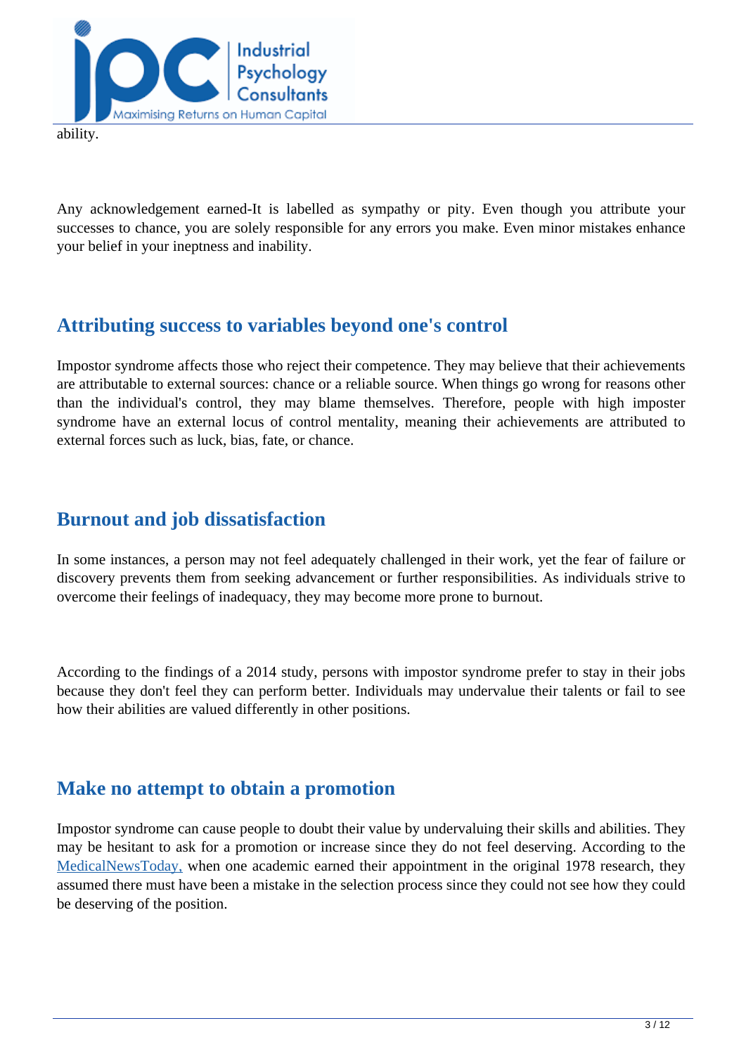ability.

Any acknowledgement earned-It is labelled as sympathy or pity. Even though you attribute your successes to chance, you are solely responsible for any errors you make. Even minor mistakes enhance your belief in your ineptness and inability.

## Attributing success to variables beyond one's control

Impostor syndrome affects those who reject their competence. They may believe that their achievements are attributable to external sources: chance or a reliable source. When things go wrong for reasons other than the individual's control, they may blame themselves. Therefore, people with high imposter syndrome have an external locus of control mentality, meaning their achievements are attributed to external forces such as luck, bias, fate, or chance.

## Burnout and job dissatisfaction

In some instances, a person may not feel adequately challenged in their work, yet the fear of failure or discovery prevents them from seeking advancement or further responsibilities. As individuals strive to overcome their feelings of inadequacy, they may become more prone to burnout.

According to the findings of a 2014 study, persons with impostor syndrome prefer to stay in their jobs because they don't feel they can perform better. Individuals may undervalue their talents or fail to see how their abilities are valued differently in other positions.

## Make no attempt to obtain a promotion

Impostor syndrome can cause people to doubt their value by undervaluing their skills and abilities. They may be hesitant to ask for a promotion or increase since they do not feel deserving. According to the MedicalNewsToday, when one academic earned their appointment in the original 1978 research, they assumed there must have been a mistake in the selection process since they could not see how they could be deserving of the position.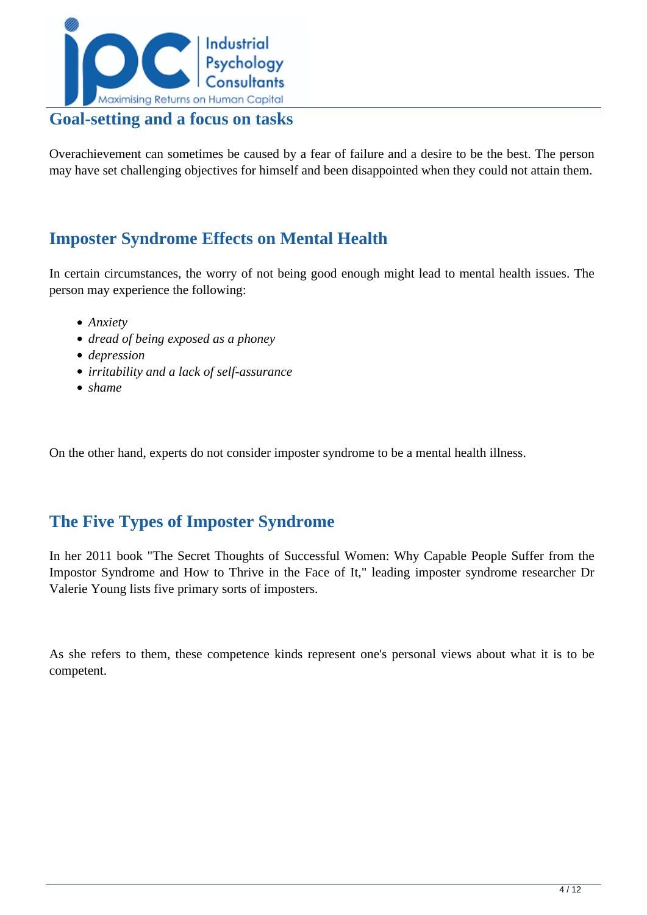## Goal-setting and a focus on tasks

Overachievement can sometimes be caused by a fear of failure and a desire to be the best. The person may have set challenging objectives for himself and been disappointed when they could not attain them.

## Imposter Syndrome Effects on Mental Health

In certain circumstances, the worry of not being good enough might lead to mental health issues. The person may experience the following:

- *Anxiety*
- *dread of being exposed as a phoney*
- *depression*
- *irritability and a lack of self-assurance*
- *shame*

On the other hand, experts do not consider imposter syndrome to be a mental health illness.

## The Five Types of Imposter Syndrome

In her 2011 book "The Secret Thoughts of Successful Women: Why Capable People Suffer from the Impostor Syndrome and How to Thrive in the Face of It," leading imposter syndrome researcher Dr Valerie Young lists five primary sorts of imposters.

As she refers to them, these competence kinds represent one's personal views about what it is to be competent.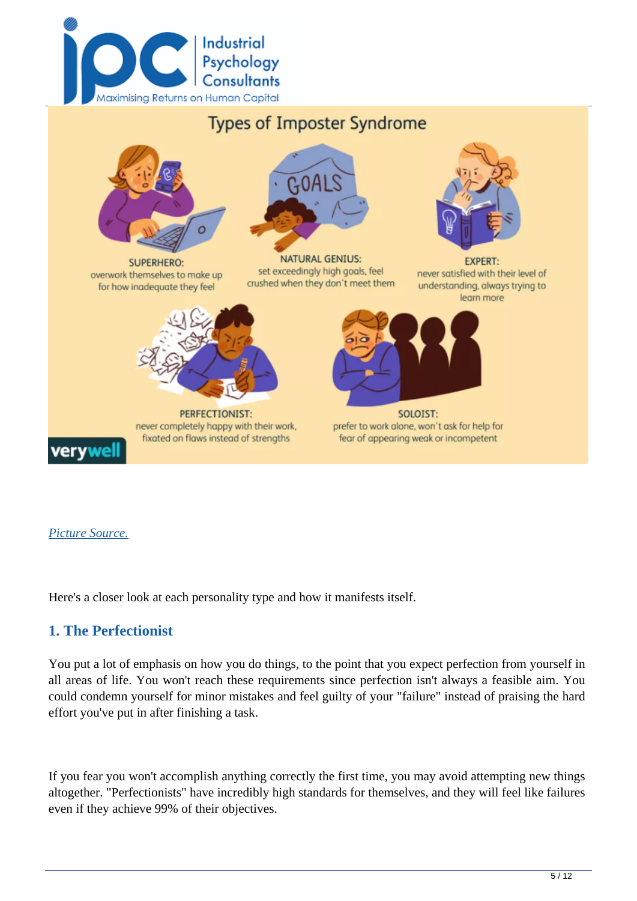## Types of Imposter Syndrome

**SUPERHERO:** overwork themselves to make up for how inadequate they feel

**NATURAL GENIUS:** set exceedingly high goals, feel crushed when they don't meet them

**EXPERT:** never satisfied with their level of understanding, always trying to learn more

**PERFECTIONIST:** never completely happy with their work, fixated on flaws instead of strengths

**SOLOIST:** prefer to work alone, won't ask for help for fear of appearing weak or incompetent

verywell

*Picture Source.*

Here's a closer look at each personality type and how it manifests itself.

### 1. The Perfectionist

You put a lot of emphasis on how you do things, to the point that you expect perfection from yourself in all areas of life. You won't reach these requirements since perfection isn't always a feasible aim. You could condemn yourself for minor mistakes and feel guilty of your "failure" instead of praising the hard effort you've put in after finishing a task.

If you fear you won't accomplish anything correctly the first time, you may avoid attempting new things altogether. "Perfectionists" have incredibly high standards for themselves, and they will feel like failures even if they achieve 99% of their objectives.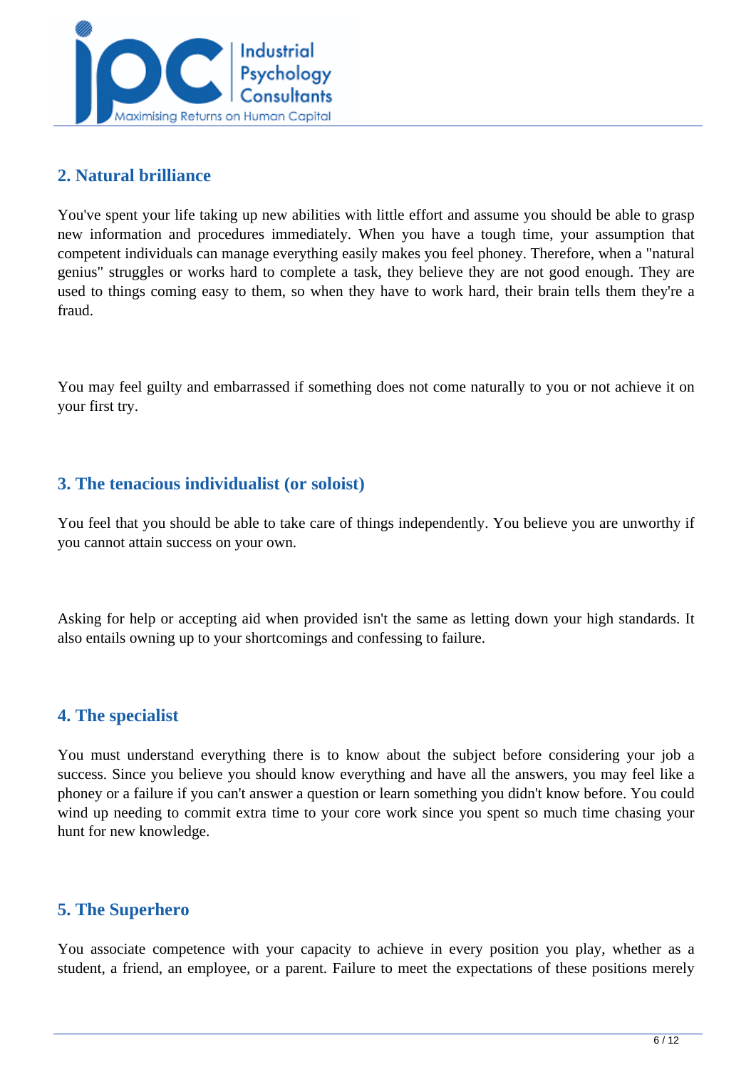## 2. Natural brilliance

You've spent your life taking up new abilities with little effort and assume you should be able to grasp new information and procedures immediately. When you have a tough time, your assumption that competent individuals can manage everything easily makes you feel phoney. Therefore, when a "natural genius" struggles or works hard to complete a task, they believe they are not good enough. They are used to things coming easy to them, so when they have to work hard, their brain tells them they're a fraud.

You may feel guilty and embarrassed if something does not come naturally to you or not achieve it on your first try.

## 3. The tenacious individualist (or soloist)

You feel that you should be able to take care of things independently. You believe you are unworthy if you cannot attain success on your own.

Asking for help or accepting aid when provided isn't the same as letting down your high standards. It also entails owning up to your shortcomings and confessing to failure.

## 4. The specialist

You must understand everything there is to know about the subject before considering your job a success. Since you believe you should know everything and have all the answers, you may feel like a phoney or a failure if you can't answer a question or learn something you didn't know before. You could wind up needing to commit extra time to your core work since you spent so much time chasing your hunt for new knowledge.

## 5. The Superhero

You associate competence with your capacity to achieve in every position you play, whether as a student, a friend, an employee, or a parent. Failure to meet the expectations of these positions merely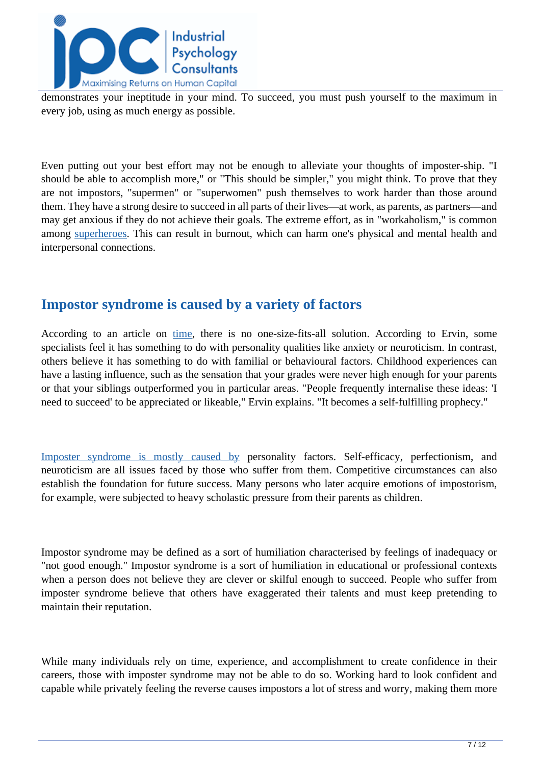demonstrates your ineptitude in your mind. To succeed, you must push yourself to the maximum in every job, using as much energy as possible.

Even putting out your best effort may not be enough to alleviate your thoughts of imposter-ship. "I should be able to accomplish more," or "This should be simpler," you might think. To prove that they are not impostors, "supermen" or "superwomen" push themselves to work harder than those around them. They have a strong desire to succeed in all parts of their lives—at work, as parents, as partners—and may get anxious if they do not achieve their goals. The extreme effort, as in "workaholism," is common among superheroes. This can result in burnout, which can harm one's physical and mental health and interpersonal connections.

## Impostor syndrome is caused by a variety of factors

According to an article on time, there is no one-size-fits-all solution. According to Ervin, some specialists feel it has something to do with personality qualities like anxiety or neuroticism. In contrast, others believe it has something to do with familial or behavioural factors. Childhood experiences can have a lasting influence, such as the sensation that your grades were never high enough for your parents or that your siblings outperformed you in particular areas. "People frequently internalise these ideas: 'I need to succeed' to be appreciated or likeable," Ervin explains. "It becomes a self-fulfilling prophecy."

Imposter syndrome is mostly caused by personality factors. Self-efficacy, perfectionism, and neuroticism are all issues faced by those who suffer from them. Competitive circumstances can also establish the foundation for future success. Many persons who later acquire emotions of impostorism, for example, were subjected to heavy scholastic pressure from their parents as children.

Impostor syndrome may be defined as a sort of humiliation characterised by feelings of inadequacy or "not good enough." Impostor syndrome is a sort of humiliation in educational or professional contexts when a person does not believe they are clever or skilful enough to succeed. People who suffer from imposter syndrome believe that others have exaggerated their talents and must keep pretending to maintain their reputation.

While many individuals rely on time, experience, and accomplishment to create confidence in their careers, those with imposter syndrome may not be able to do so. Working hard to look confident and capable while privately feeling the reverse causes impostors a lot of stress and worry, making them more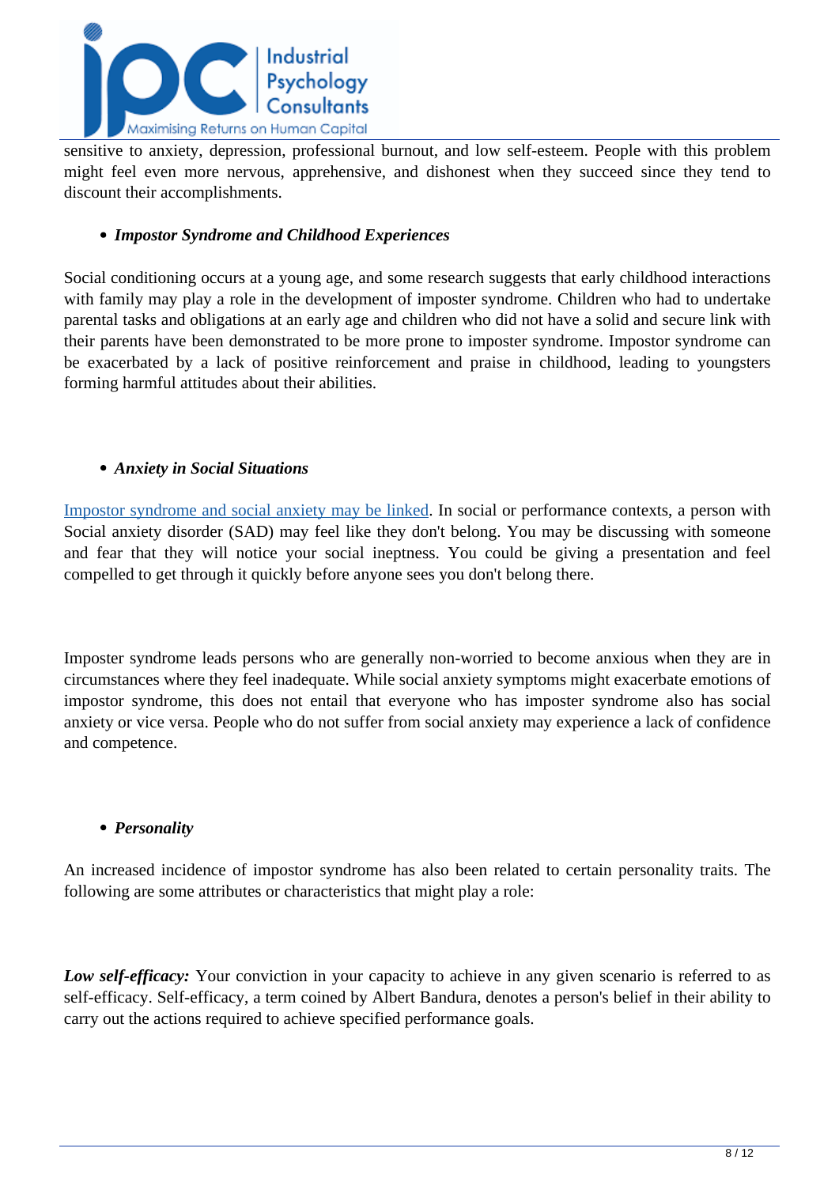sensitive to anxiety, depression, professional burnout, and low self-esteem. People with this problem might feel even more nervous, apprehensive, and dishonest when they succeed since they tend to discount their accomplishments.

- ***Impostor Syndrome and Childhood Experiences***

Social conditioning occurs at a young age, and some research suggests that early childhood interactions with family may play a role in the development of imposter syndrome. Children who had to undertake parental tasks and obligations at an early age and children who did not have a solid and secure link with their parents have been demonstrated to be more prone to imposter syndrome. Impostor syndrome can be exacerbated by a lack of positive reinforcement and praise in childhood, leading to youngsters forming harmful attitudes about their abilities.

- ***Anxiety in Social Situations***

Impostor syndrome and social anxiety may be linked. In social or performance contexts, a person with Social anxiety disorder (SAD) may feel like they don't belong. You may be discussing with someone and fear that they will notice your social ineptness. You could be giving a presentation and feel compelled to get through it quickly before anyone sees you don't belong there.

Imposter syndrome leads persons who are generally non-worried to become anxious when they are in circumstances where they feel inadequate. While social anxiety symptoms might exacerbate emotions of impostor syndrome, this does not entail that everyone who has imposter syndrome also has social anxiety or vice versa. People who do not suffer from social anxiety may experience a lack of confidence and competence.

- ***Personality***

An increased incidence of impostor syndrome has also been related to certain personality traits. The following are some attributes or characteristics that might play a role:

***Low self-efficacy:*** Your conviction in your capacity to achieve in any given scenario is referred to as self-efficacy. Self-efficacy, a term coined by Albert Bandura, denotes a person's belief in their ability to carry out the actions required to achieve specified performance goals.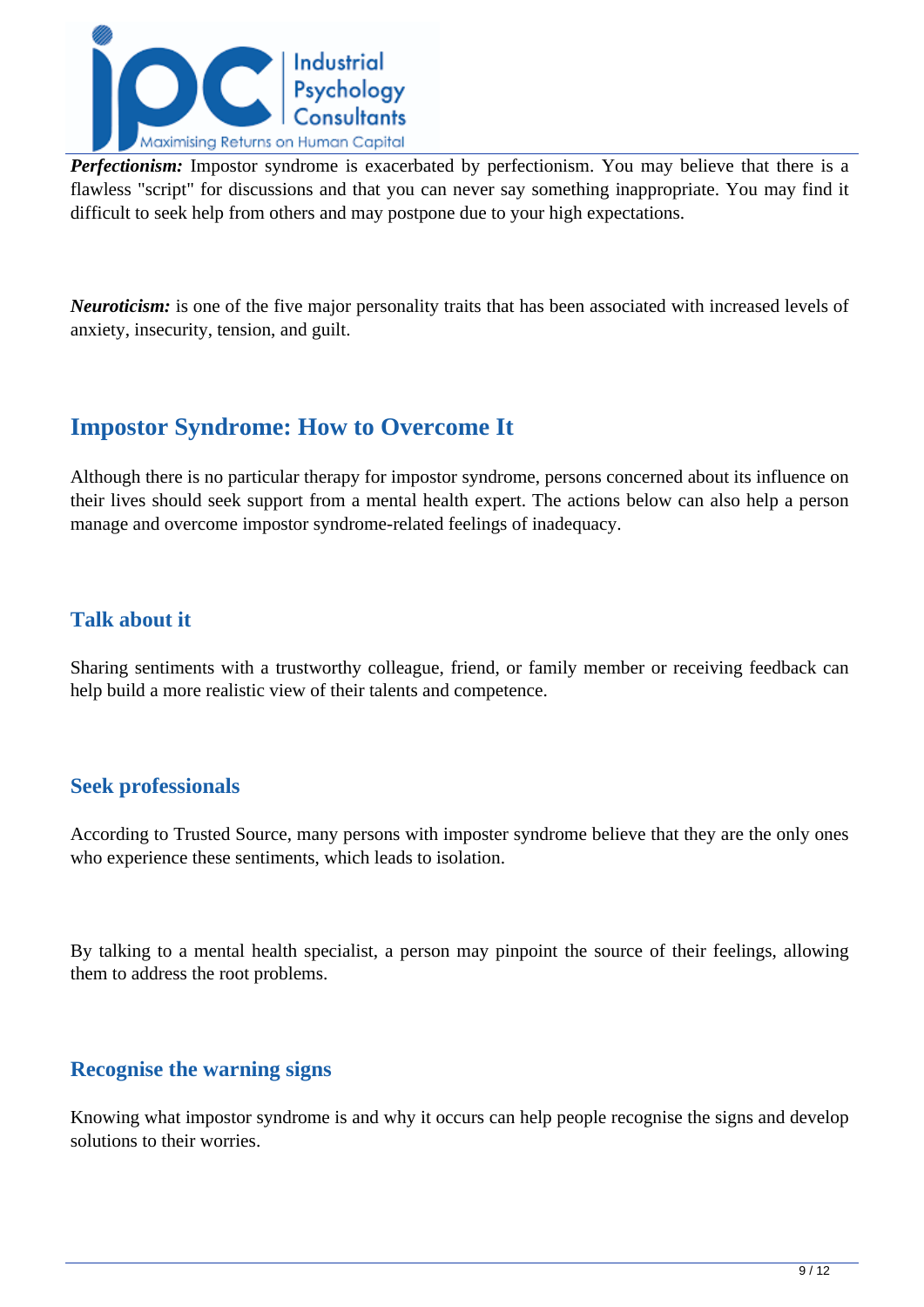***Perfectionism:*** Impostor syndrome is exacerbated by perfectionism. You may believe that there is a flawless "script" for discussions and that you can never say something inappropriate. You may find it difficult to seek help from others and may postpone due to your high expectations.

***Neuroticism:*** is one of the five major personality traits that has been associated with increased levels of anxiety, insecurity, tension, and guilt.

## Impostor Syndrome: How to Overcome It

Although there is no particular therapy for impostor syndrome, persons concerned about its influence on their lives should seek support from a mental health expert. The actions below can also help a person manage and overcome impostor syndrome-related feelings of inadequacy.

### Talk about it

Sharing sentiments with a trustworthy colleague, friend, or family member or receiving feedback can help build a more realistic view of their talents and competence.

### Seek professionals

According to Trusted Source, many persons with imposter syndrome believe that they are the only ones who experience these sentiments, which leads to isolation.

By talking to a mental health specialist, a person may pinpoint the source of their feelings, allowing them to address the root problems.

### Recognise the warning signs

Knowing what impostor syndrome is and why it occurs can help people recognise the signs and develop solutions to their worries.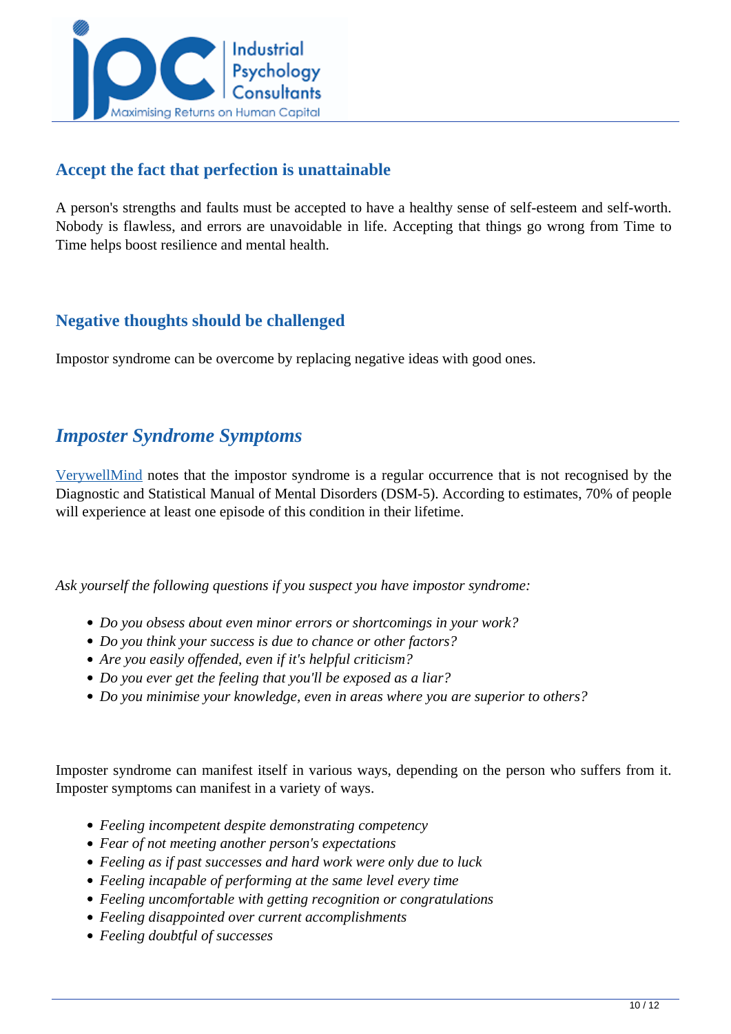### Accept the fact that perfection is unattainable

A person's strengths and faults must be accepted to have a healthy sense of self-esteem and self-worth. Nobody is flawless, and errors are unavoidable in life. Accepting that things go wrong from Time to Time helps boost resilience and mental health.

### Negative thoughts should be challenged

Impostor syndrome can be overcome by replacing negative ideas with good ones.

## *Imposter Syndrome Symptoms*

VerywellMind notes that the impostor syndrome is a regular occurrence that is not recognised by the Diagnostic and Statistical Manual of Mental Disorders (DSM-5). According to estimates, 70% of people will experience at least one episode of this condition in their lifetime.

*Ask yourself the following questions if you suspect you have impostor syndrome:*

- *Do you obsess about even minor errors or shortcomings in your work?*
- *Do you think your success is due to chance or other factors?*
- *Are you easily offended, even if it's helpful criticism?*
- *Do you ever get the feeling that you'll be exposed as a liar?*
- *Do you minimise your knowledge, even in areas where you are superior to others?*

Imposter syndrome can manifest itself in various ways, depending on the person who suffers from it. Imposter symptoms can manifest in a variety of ways.

- *Feeling incompetent despite demonstrating competency*
- *Fear of not meeting another person's expectations*
- *Feeling as if past successes and hard work were only due to luck*
- *Feeling incapable of performing at the same level every time*
- *Feeling uncomfortable with getting recognition or congratulations*
- *Feeling disappointed over current accomplishments*
- *Feeling doubtful of successes*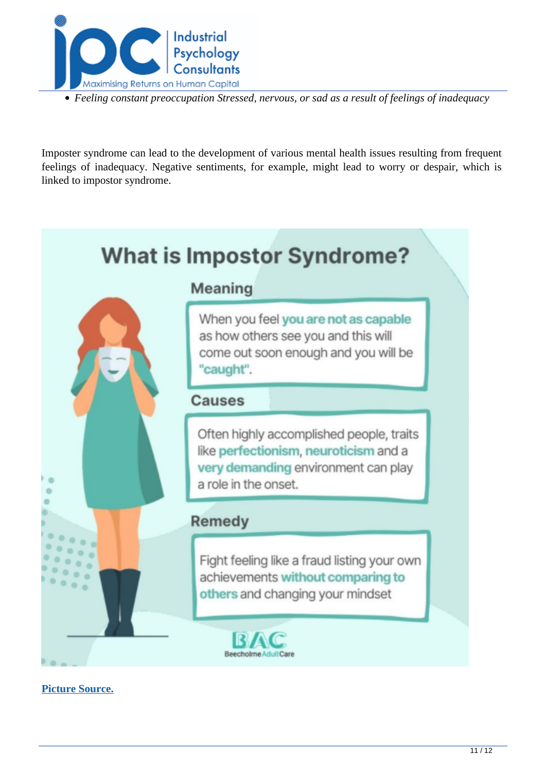- *Feeling constant preoccupation Stressed, nervous, or sad as a result of feelings of inadequacy*

Imposter syndrome can lead to the development of various mental health issues resulting from frequent feelings of inadequacy. Negative sentiments, for example, might lead to worry or despair, which is linked to impostor syndrome.

## What is Impostor Syndrome?

### Meaning

When you feel **you are not as capable** as how others see you and this will come out soon enough and you will be **"caught"**.

### Causes

Often highly accomplished people, traits like **perfectionism**, **neuroticism** and a **very demanding** environment can play a role in the onset.

### Remedy

Fight feeling like a fraud listing your own achievements **without comparing to others** and changing your mindset

BAC Beecholme Adult Care

**Picture Source.**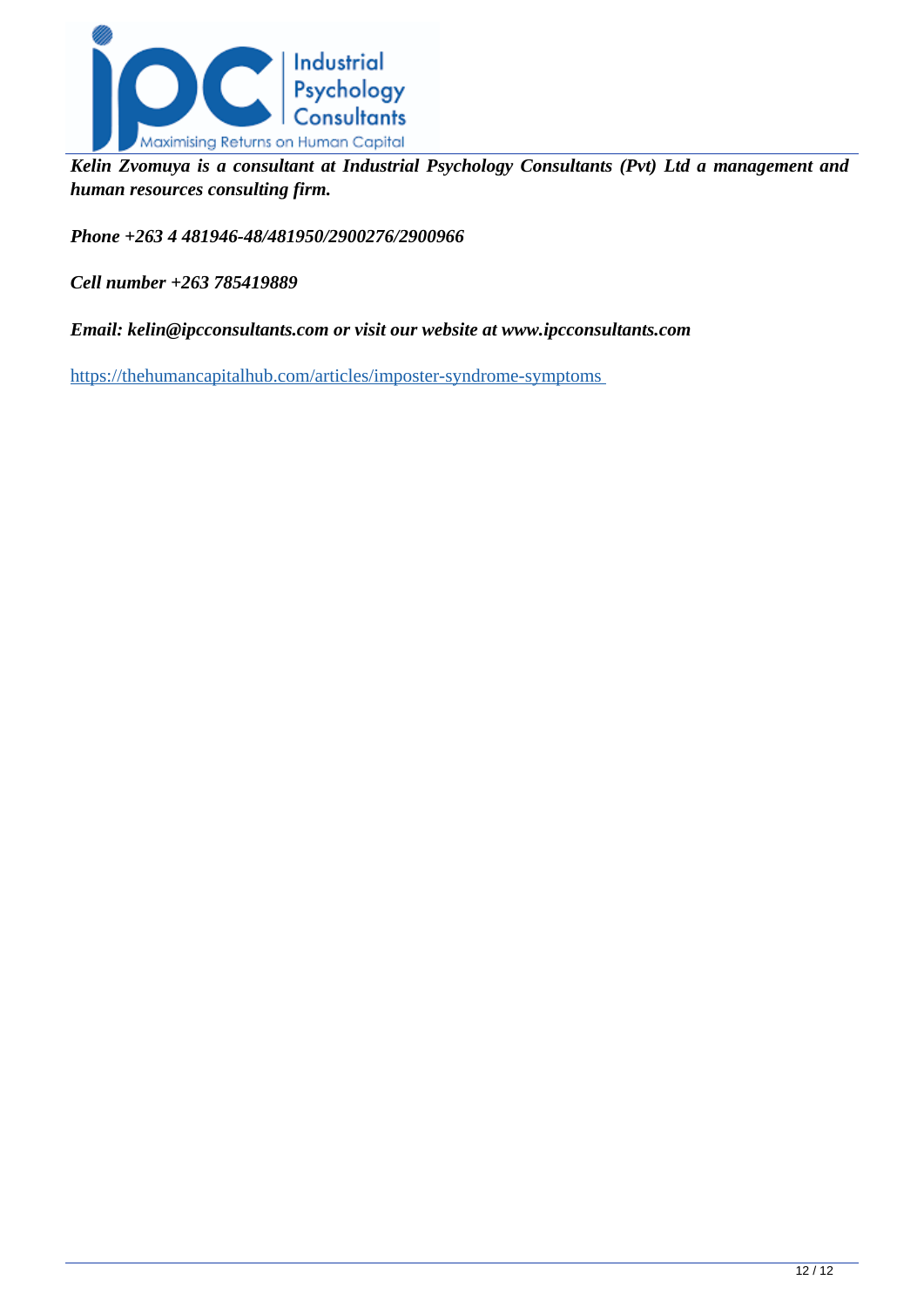***Kelin Zvomuya is a consultant at Industrial Psychology Consultants (Pvt) Ltd a management and human resources consulting firm.***

***Phone +263 4 481946-48/481950/2900276/2900966***

***Cell number +263 785419889***

***Email: kelin@ipcconsultants.com or visit our website at www.ipcconsultants.com***

https://thehumancapitalhub.com/articles/imposter-syndrome-symptoms